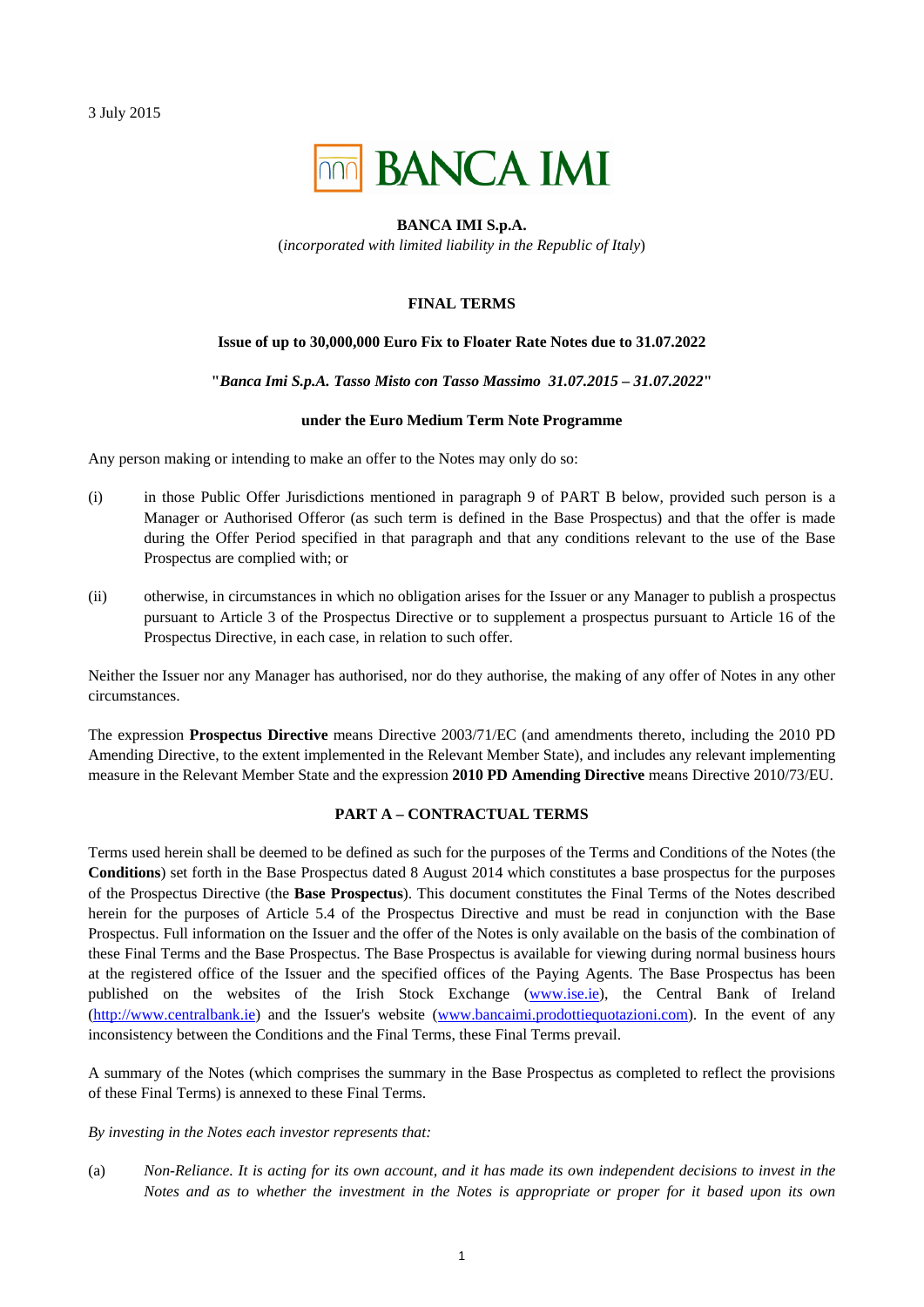3 July 2015

BANCA IMI

**BANCA IMI S.p.A.**

(*incorporated with limited liability in the Republic of Italy*)

**FINAL TERMS**

**Issue of up to 30,000,000 Euro Fix to Floater Rate Notes due to 31.07.2022**

**"*Banca Imi S.p.A. Tasso Misto con Tasso Massimo 31.07.2015 – 31.07.2022*"**

**under the Euro Medium Term Note Programme**

Any person making or intending to make an offer to the Notes may only do so:

(i) in those Public Offer Jurisdictions mentioned in paragraph 9 of PART B below, provided such person is a Manager or Authorised Offeror (as such term is defined in the Base Prospectus) and that the offer is made during the Offer Period specified in that paragraph and that any conditions relevant to the use of the Base Prospectus are complied with; or

(ii) otherwise, in circumstances in which no obligation arises for the Issuer or any Manager to publish a prospectus pursuant to Article 3 of the Prospectus Directive or to supplement a prospectus pursuant to Article 16 of the Prospectus Directive, in each case, in relation to such offer.

Neither the Issuer nor any Manager has authorised, nor do they authorise, the making of any offer of Notes in any other circumstances.

The expression **Prospectus Directive** means Directive 2003/71/EC (and amendments thereto, including the 2010 PD Amending Directive, to the extent implemented in the Relevant Member State), and includes any relevant implementing measure in the Relevant Member State and the expression **2010 PD Amending Directive** means Directive 2010/73/EU.

## PART A – CONTRACTUAL TERMS

Terms used herein shall be deemed to be defined as such for the purposes of the Terms and Conditions of the Notes (the **Conditions**) set forth in the Base Prospectus dated 8 August 2014 which constitutes a base prospectus for the purposes of the Prospectus Directive (the **Base Prospectus**). This document constitutes the Final Terms of the Notes described herein for the purposes of Article 5.4 of the Prospectus Directive and must be read in conjunction with the Base Prospectus. Full information on the Issuer and the offer of the Notes is only available on the basis of the combination of these Final Terms and the Base Prospectus. The Base Prospectus is available for viewing during normal business hours at the registered office of the Issuer and the specified offices of the Paying Agents. The Base Prospectus has been published on the websites of the Irish Stock Exchange (www.ise.ie), the Central Bank of Ireland (http://www.centralbank.ie) and the Issuer's website (www.bancaimi.prodottiequotazioni.com). In the event of any inconsistency between the Conditions and the Final Terms, these Final Terms prevail.

A summary of the Notes (which comprises the summary in the Base Prospectus as completed to reflect the provisions of these Final Terms) is annexed to these Final Terms.

*By investing in the Notes each investor represents that:*

(a) *Non-Reliance. It is acting for its own account, and it has made its own independent decisions to invest in the Notes and as to whether the investment in the Notes is appropriate or proper for it based upon its own*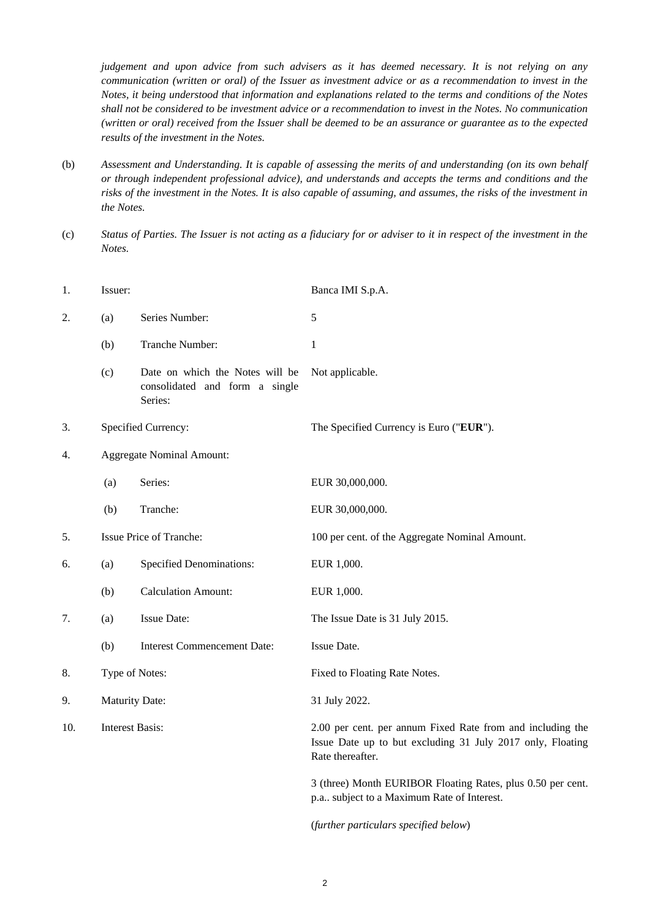*judgement and upon advice from such advisers as it has deemed necessary. It is not relying on any communication (written or oral) of the Issuer as investment advice or as a recommendation to invest in the Notes, it being understood that information and explanations related to the terms and conditions of the Notes shall not be considered to be investment advice or a recommendation to invest in the Notes. No communication (written or oral) received from the Issuer shall be deemed to be an assurance or guarantee as to the expected results of the investment in the Notes.*

(b) *Assessment and Understanding. It is capable of assessing the merits of and understanding (on its own behalf or through independent professional advice), and understands and accepts the terms and conditions and the risks of the investment in the Notes. It is also capable of assuming, and assumes, the risks of the investment in the Notes.*

(c) *Status of Parties. The Issuer is not acting as a fiduciary for or adviser to it in respect of the investment in the Notes.*

| | | | |
|---|---|---|---|
| 1. | Issuer: | | Banca IMI S.p.A. |
| 2. | (a) | Series Number: | 5 |
| | (b) | Tranche Number: | 1 |
| | (c) | Date on which the Notes will be consolidated and form a single Series: | Not applicable. |
| 3. | Specified Currency: | | The Specified Currency is Euro ("**EUR**"). |
| 4. | Aggregate Nominal Amount: | | |
| | (a) | Series: | EUR 30,000,000. |
| | (b) | Tranche: | EUR 30,000,000. |
| 5. | Issue Price of Tranche: | | 100 per cent. of the Aggregate Nominal Amount. |
| 6. | (a) | Specified Denominations: | EUR 1,000. |
| | (b) | Calculation Amount: | EUR 1,000. |
| 7. | (a) | Issue Date: | The Issue Date is 31 July 2015. |
| | (b) | Interest Commencement Date: | Issue Date. |
| 8. | Type of Notes: | | Fixed to Floating Rate Notes. |
| 9. | Maturity Date: | | 31 July 2022. |
| 10. | Interest Basis: | | 2.00 per cent. per annum Fixed Rate from and including the Issue Date up to but excluding 31 July 2017 only, Floating Rate thereafter.<br><br>3 (three) Month EURIBOR Floating Rates, plus 0.50 per cent. p.a.. subject to a Maximum Rate of Interest.<br><br>(*further particulars specified below*) |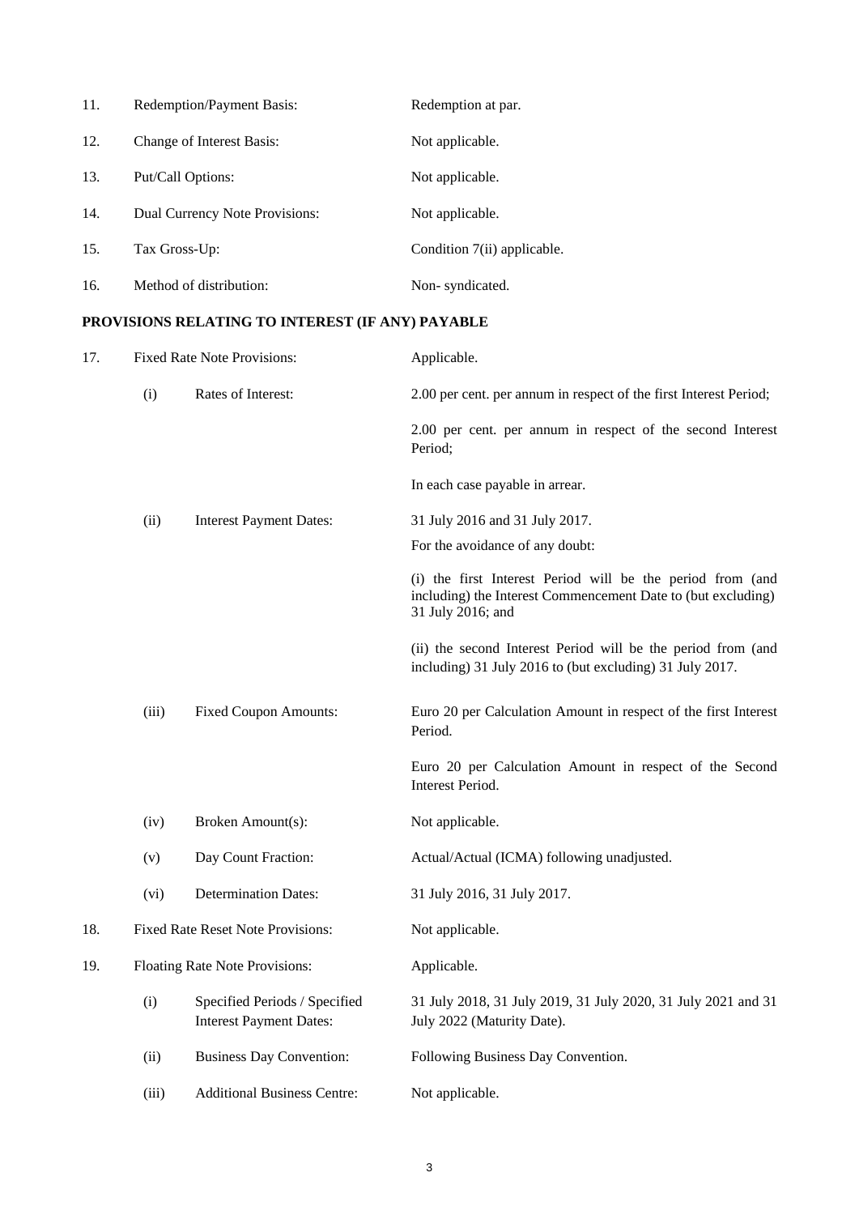| | | |
|---|---|---|
| 11. | Redemption/Payment Basis: | Redemption at par. |
| 12. | Change of Interest Basis: | Not applicable. |
| 13. | Put/Call Options: | Not applicable. |
| 14. | Dual Currency Note Provisions: | Not applicable. |
| 15. | Tax Gross-Up: | Condition 7(ii) applicable. |
| 16. | Method of distribution: | Non- syndicated. |

**PROVISIONS RELATING TO INTEREST (IF ANY) PAYABLE**

| | | | |
|---|---|---|---|
| 17. | Fixed Rate Note Provisions: | | Applicable. |
| | (i) | Rates of Interest: | 2.00 per cent. per annum in respect of the first Interest Period;<br><br>2.00 per cent. per annum in respect of the second Interest Period;<br><br>In each case payable in arrear. |
| | (ii) | Interest Payment Dates: | 31 July 2016 and 31 July 2017.<br>For the avoidance of any doubt:<br><br>(i) the first Interest Period will be the period from (and including) the Interest Commencement Date to (but excluding) 31 July 2016; and<br><br>(ii) the second Interest Period will be the period from (and including) 31 July 2016 to (but excluding) 31 July 2017. |
| | (iii) | Fixed Coupon Amounts: | Euro 20 per Calculation Amount in respect of the first Interest Period.<br><br>Euro 20 per Calculation Amount in respect of the Second Interest Period. |
| | (iv) | Broken Amount(s): | Not applicable. |
| | (v) | Day Count Fraction: | Actual/Actual (ICMA) following unadjusted. |
| | (vi) | Determination Dates: | 31 July 2016, 31 July 2017. |
| 18. | Fixed Rate Reset Note Provisions: | | Not applicable. |
| 19. | Floating Rate Note Provisions: | | Applicable. |
| | (i) | Specified Periods / Specified Interest Payment Dates: | 31 July 2018, 31 July 2019, 31 July 2020, 31 July 2021 and 31 July 2022 (Maturity Date). |
| | (ii) | Business Day Convention: | Following Business Day Convention. |
| | (iii) | Additional Business Centre: | Not applicable. |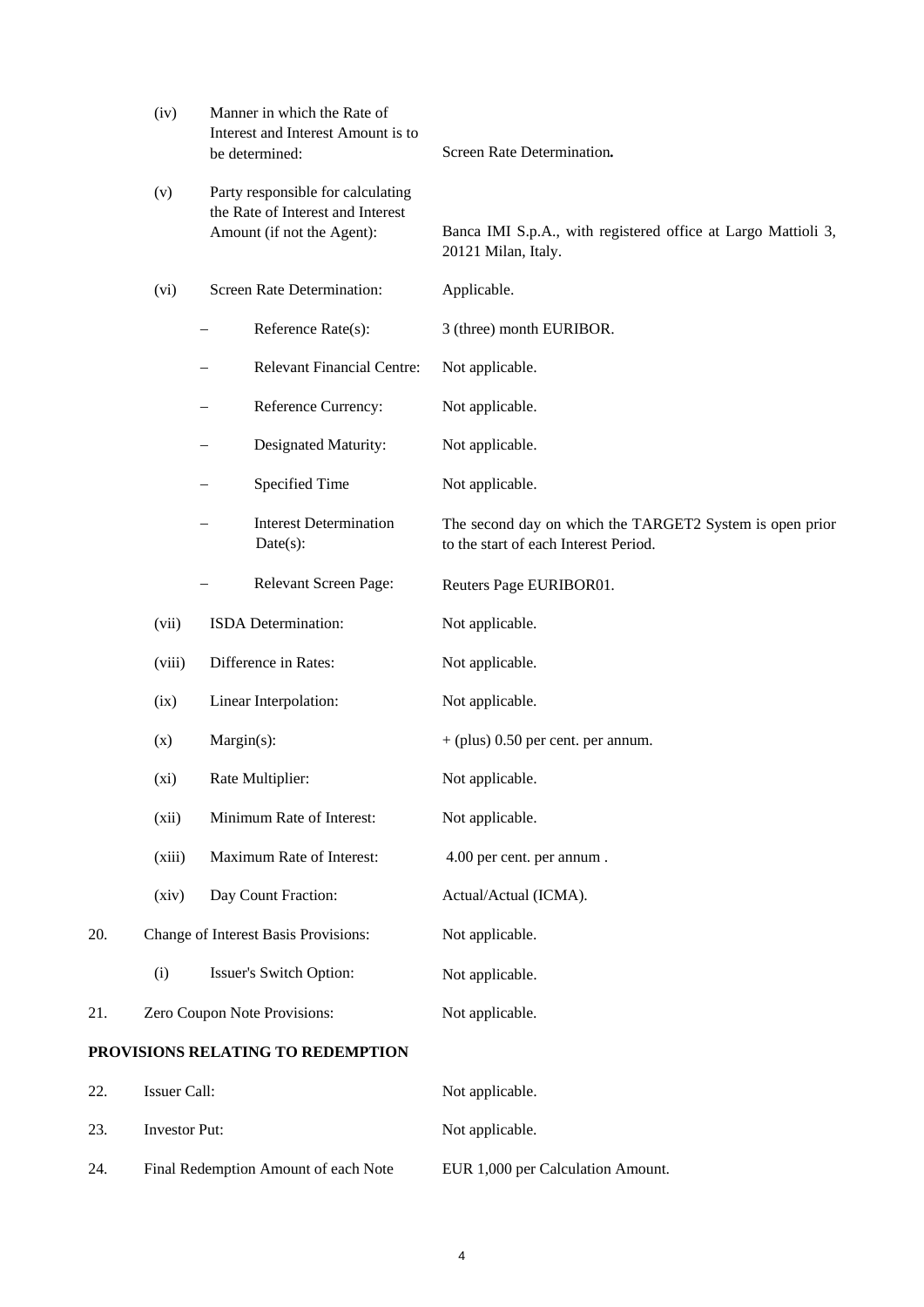| | | |
|---|---|---|
| (iv) | Manner in which the Rate of Interest and Interest Amount is to be determined: | Screen Rate Determination**.** |
| (v) | Party responsible for calculating the Rate of Interest and Interest Amount (if not the Agent): | Banca IMI S.p.A., with registered office at Largo Mattioli 3, 20121 Milan, Italy. |
| (vi) | Screen Rate Determination: | Applicable. |
| | – Reference Rate(s): | 3 (three) month EURIBOR. |
| | – Relevant Financial Centre: | Not applicable. |
| | – Reference Currency: | Not applicable. |
| | – Designated Maturity: | Not applicable. |
| | – Specified Time | Not applicable. |
| | – Interest Determination Date(s): | The second day on which the TARGET2 System is open prior to the start of each Interest Period. |
| | – Relevant Screen Page: | Reuters Page EURIBOR01. |
| (vii) | ISDA Determination: | Not applicable. |
| (viii) | Difference in Rates: | Not applicable. |
| (ix) | Linear Interpolation: | Not applicable. |
| (x) | Margin(s): | + (plus) 0.50 per cent. per annum. |
| (xi) | Rate Multiplier: | Not applicable. |
| (xii) | Minimum Rate of Interest: | Not applicable. |
| (xiii) | Maximum Rate of Interest: | 4.00 per cent. per annum . |
| (xiv) | Day Count Fraction: | Actual/Actual (ICMA). |

| | | |
|---|---|---|
| 20. | Change of Interest Basis Provisions: | Not applicable. |
| | (i) Issuer's Switch Option: | Not applicable. |
| 21. | Zero Coupon Note Provisions: | Not applicable. |

**PROVISIONS RELATING TO REDEMPTION**

| | | |
|---|---|---|
| 22. | Issuer Call: | Not applicable. |
| 23. | Investor Put: | Not applicable. |
| 24. | Final Redemption Amount of each Note | EUR 1,000 per Calculation Amount. |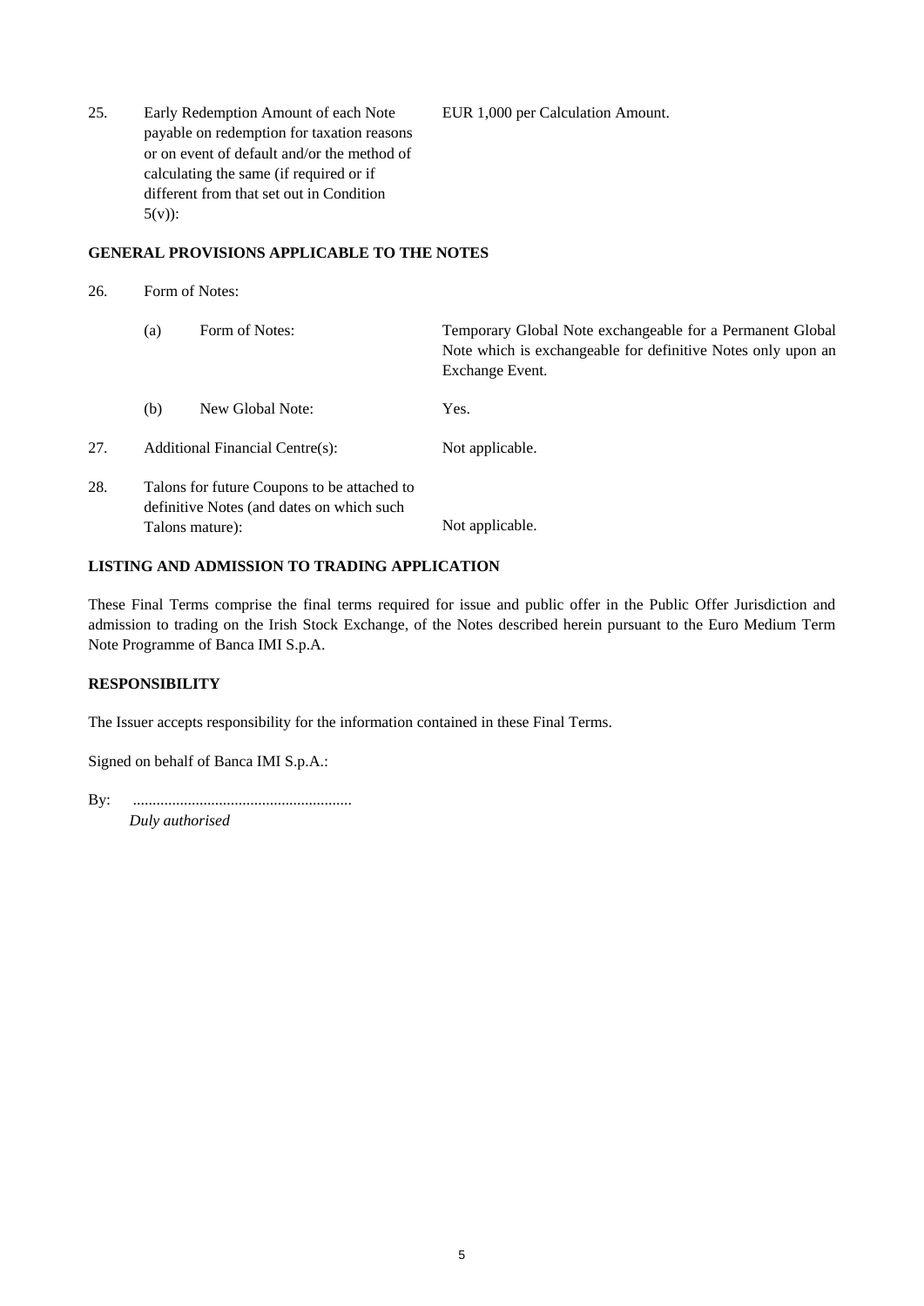| | | |
|---|---|---|
| 25. | Early Redemption Amount of each Note payable on redemption for taxation reasons or on event of default and/or the method of calculating the same (if required or if different from that set out in Condition 5(v)): | EUR 1,000 per Calculation Amount. |

**GENERAL PROVISIONS APPLICABLE TO THE NOTES**

| | | | |
|---|---|---|---|
| 26. | Form of Notes: | | |
| | (a) | Form of Notes: | Temporary Global Note exchangeable for a Permanent Global Note which is exchangeable for definitive Notes only upon an Exchange Event. |
| | (b) | New Global Note: | Yes. |
| 27. | Additional Financial Centre(s): | | Not applicable. |
| 28. | Talons for future Coupons to be attached to definitive Notes (and dates on which such Talons mature): | | Not applicable. |

**LISTING AND ADMISSION TO TRADING APPLICATION**

These Final Terms comprise the final terms required for issue and public offer in the Public Offer Jurisdiction and admission to trading on the Irish Stock Exchange, of the Notes described herein pursuant to the Euro Medium Term Note Programme of Banca IMI S.p.A.

**RESPONSIBILITY**

The Issuer accepts responsibility for the information contained in these Final Terms.

Signed on behalf of Banca IMI S.p.A.:

By: ........................................................
*Duly authorised*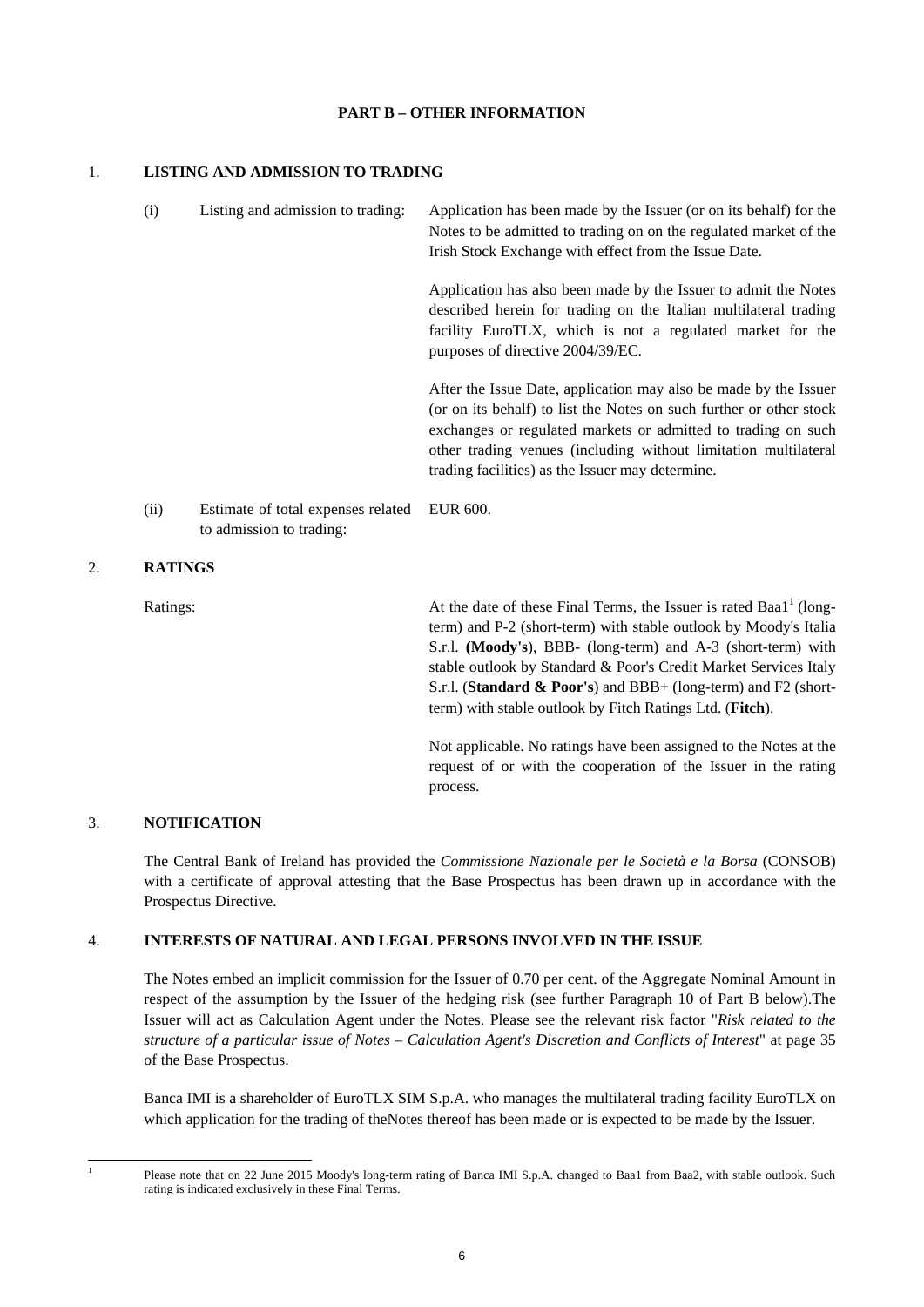**PART B – OTHER INFORMATION**

1. **LISTING AND ADMISSION TO TRADING**

| | | |
|---|---|---|
| (i) | Listing and admission to trading: | Application has been made by the Issuer (or on its behalf) for the Notes to be admitted to trading on on the regulated market of the Irish Stock Exchange with effect from the Issue Date.<br><br>Application has also been made by the Issuer to admit the Notes described herein for trading on the Italian multilateral trading facility EuroTLX, which is not a regulated market for the purposes of directive 2004/39/EC.<br><br>After the Issue Date, application may also be made by the Issuer (or on its behalf) to list the Notes on such further or other stock exchanges or regulated markets or admitted to trading on such other trading venues (including without limitation multilateral trading facilities) as the Issuer may determine. |
| (ii) | Estimate of total expenses related to admission to trading: | EUR 600. |

2. **RATINGS**

| | |
|---|---|
| Ratings: | At the date of these Final Terms, the Issuer is rated Baa1[1] (long-term) and P-2 (short-term) with stable outlook by Moody's Italia S.r.l. **(Moody's**), BBB- (long-term) and A-3 (short-term) with stable outlook by Standard & Poor's Credit Market Services Italy S.r.l. (**Standard & Poor's**) and BBB+ (long-term) and F2 (short-term) with stable outlook by Fitch Ratings Ltd. (**Fitch**).<br><br>Not applicable. No ratings have been assigned to the Notes at the request of or with the cooperation of the Issuer in the rating process. |

3. **NOTIFICATION**

The Central Bank of Ireland has provided the *Commissione Nazionale per le Società e la Borsa* (CONSOB) with a certificate of approval attesting that the Base Prospectus has been drawn up in accordance with the Prospectus Directive.

4. **INTERESTS OF NATURAL AND LEGAL PERSONS INVOLVED IN THE ISSUE**

The Notes embed an implicit commission for the Issuer of 0.70 per cent. of the Aggregate Nominal Amount in respect of the assumption by the Issuer of the hedging risk (see further Paragraph 10 of Part B below).The Issuer will act as Calculation Agent under the Notes. Please see the relevant risk factor "*Risk related to the structure of a particular issue of Notes – Calculation Agent's Discretion and Conflicts of Interest*" at page 35 of the Base Prospectus.

Banca IMI is a shareholder of EuroTLX SIM S.p.A. who manages the multilateral trading facility EuroTLX on which application for the trading of theNotes thereof has been made or is expected to be made by the Issuer.

[1] Please note that on 22 June 2015 Moody's long-term rating of Banca IMI S.p.A. changed to Baa1 from Baa2, with stable outlook. Such rating is indicated exclusively in these Final Terms.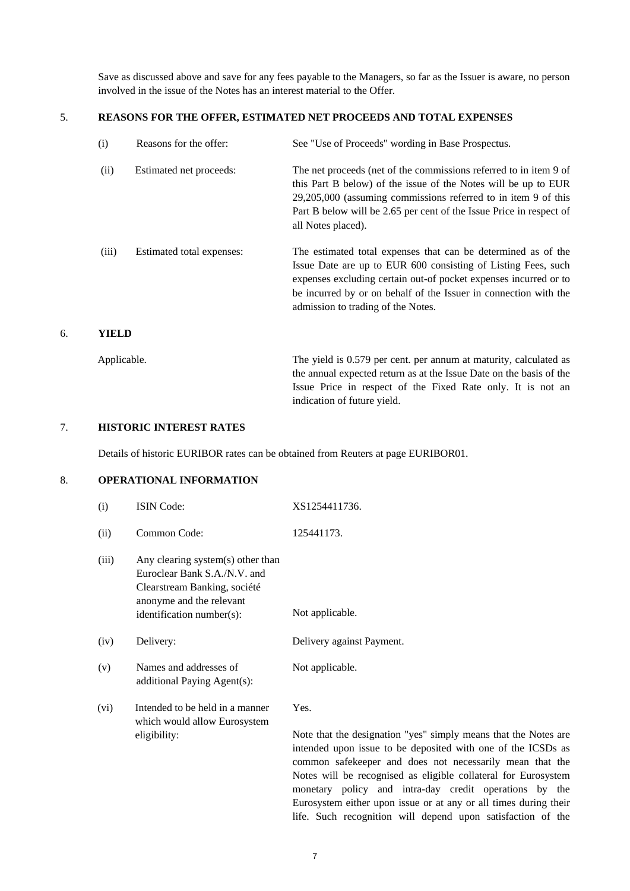Save as discussed above and save for any fees payable to the Managers, so far as the Issuer is aware, no person involved in the issue of the Notes has an interest material to the Offer.

## 5. REASONS FOR THE OFFER, ESTIMATED NET PROCEEDS AND TOTAL EXPENSES

| | | |
|---|---|---|
| (i) | Reasons for the offer: | See "Use of Proceeds" wording in Base Prospectus. |
| (ii) | Estimated net proceeds: | The net proceeds (net of the commissions referred to in item 9 of this Part B below) of the issue of the Notes will be up to EUR 29,205,000 (assuming commissions referred to in item 9 of this Part B below will be 2.65 per cent of the Issue Price in respect of all Notes placed). |
| (iii) | Estimated total expenses: | The estimated total expenses that can be determined as of the Issue Date are up to EUR 600 consisting of Listing Fees, such expenses excluding certain out-of pocket expenses incurred or to be incurred by or on behalf of the Issuer in connection with the admission to trading of the Notes. |

## 6. YIELD

| | |
|---|---|
| Applicable. | The yield is 0.579 per cent. per annum at maturity, calculated as the annual expected return as at the Issue Date on the basis of the Issue Price in respect of the Fixed Rate only. It is not an indication of future yield. |

## 7. HISTORIC INTEREST RATES

Details of historic EURIBOR rates can be obtained from Reuters at page EURIBOR01.

## 8. OPERATIONAL INFORMATION

| | | |
|---|---|---|
| (i) | ISIN Code: | XS1254411736. |
| (ii) | Common Code: | 125441173. |
| (iii) | Any clearing system(s) other than Euroclear Bank S.A./N.V. and Clearstream Banking, société anonyme and the relevant identification number(s): | Not applicable. |
| (iv) | Delivery: | Delivery against Payment. |
| (v) | Names and addresses of additional Paying Agent(s): | Not applicable. |
| (vi) | Intended to be held in a manner which would allow Eurosystem eligibility: | Yes.<br><br>Note that the designation "yes" simply means that the Notes are intended upon issue to be deposited with one of the ICSDs as common safekeeper and does not necessarily mean that the Notes will be recognised as eligible collateral for Eurosystem monetary policy and intra-day credit operations by the Eurosystem either upon issue or at any or all times during their life. Such recognition will depend upon satisfaction of the |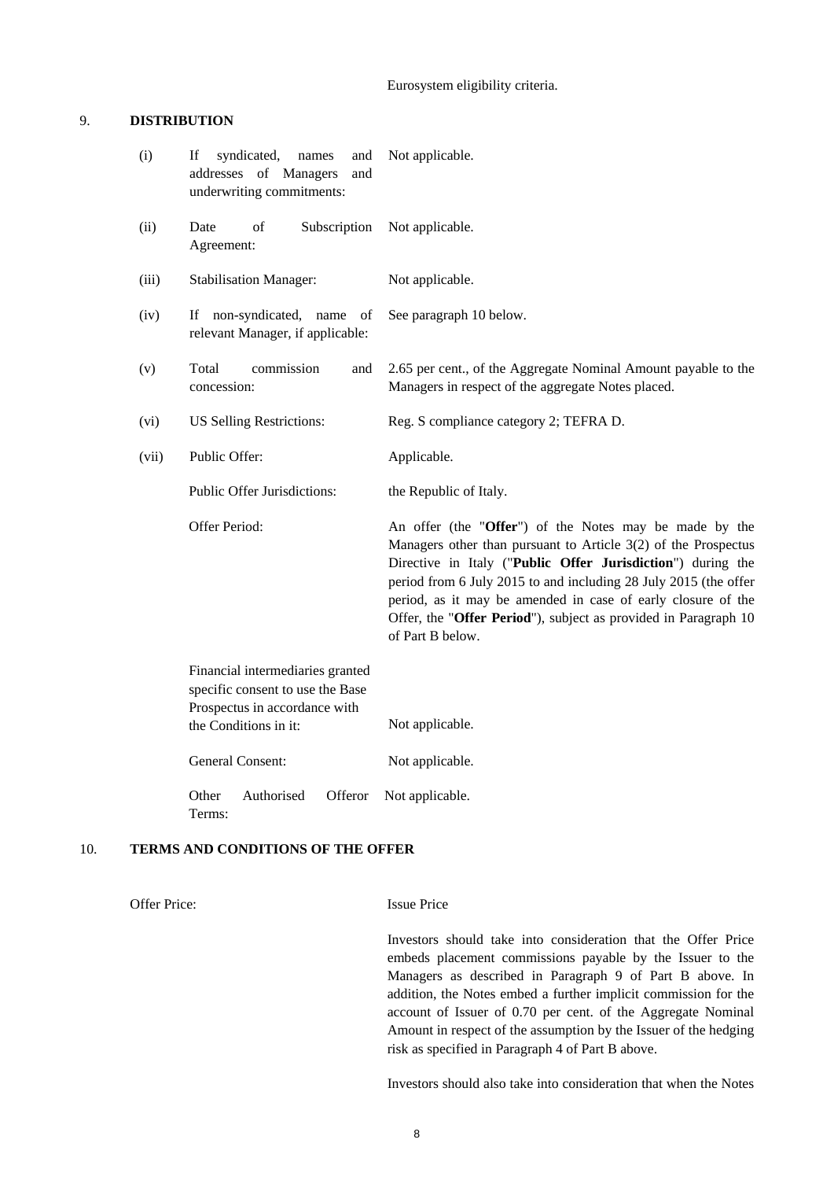Eurosystem eligibility criteria.

## 9. DISTRIBUTION

| | | |
|---|---|---|
| (i) | If syndicated, names and addresses of Managers and underwriting commitments: | Not applicable. |
| (ii) | Date of Subscription Agreement: | Not applicable. |
| (iii) | Stabilisation Manager: | Not applicable. |
| (iv) | If non-syndicated, name of relevant Manager, if applicable: | See paragraph 10 below. |
| (v) | Total commission and concession: | 2.65 per cent., of the Aggregate Nominal Amount payable to the Managers in respect of the aggregate Notes placed. |
| (vi) | US Selling Restrictions: | Reg. S compliance category 2; TEFRA D. |
| (vii) | Public Offer: | Applicable. |
| | Public Offer Jurisdictions: | the Republic of Italy. |
| | Offer Period: | An offer (the "**Offer**") of the Notes may be made by the Managers other than pursuant to Article 3(2) of the Prospectus Directive in Italy ("**Public Offer Jurisdiction**") during the period from 6 July 2015 to and including 28 July 2015 (the offer period, as it may be amended in case of early closure of the Offer, the "**Offer Period**"), subject as provided in Paragraph 10 of Part B below. |
| | Financial intermediaries granted specific consent to use the Base Prospectus in accordance with the Conditions in it: | Not applicable. |
| | General Consent: | Not applicable. |
| | Other Authorised Offeror Terms: | Not applicable. |

## 10. TERMS AND CONDITIONS OF THE OFFER

| | |
|---|---|
| Offer Price: | Issue Price |

Investors should take into consideration that the Offer Price embeds placement commissions payable by the Issuer to the Managers as described in Paragraph 9 of Part B above. In addition, the Notes embed a further implicit commission for the account of Issuer of 0.70 per cent. of the Aggregate Nominal Amount in respect of the assumption by the Issuer of the hedging risk as specified in Paragraph 4 of Part B above.

Investors should also take into consideration that when the Notes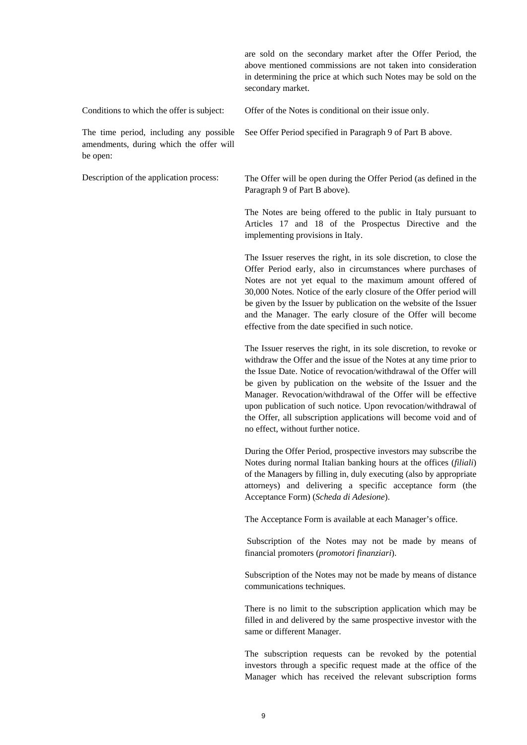| | |
|---|---|
| | are sold on the secondary market after the Offer Period, the above mentioned commissions are not taken into consideration in determining the price at which such Notes may be sold on the secondary market. |
| Conditions to which the offer is subject: | Offer of the Notes is conditional on their issue only. |
| The time period, including any possible amendments, during which the offer will be open: | See Offer Period specified in Paragraph 9 of Part B above. |
| Description of the application process: | The Offer will be open during the Offer Period (as defined in the Paragraph 9 of Part B above).<br><br>The Notes are being offered to the public in Italy pursuant to Articles 17 and 18 of the Prospectus Directive and the implementing provisions in Italy.<br><br>The Issuer reserves the right, in its sole discretion, to close the Offer Period early, also in circumstances where purchases of Notes are not yet equal to the maximum amount offered of 30,000 Notes. Notice of the early closure of the Offer period will be given by the Issuer by publication on the website of the Issuer and the Manager. The early closure of the Offer will become effective from the date specified in such notice.<br><br>The Issuer reserves the right, in its sole discretion, to revoke or withdraw the Offer and the issue of the Notes at any time prior to the Issue Date. Notice of revocation/withdrawal of the Offer will be given by publication on the website of the Issuer and the Manager. Revocation/withdrawal of the Offer will be effective upon publication of such notice. Upon revocation/withdrawal of the Offer, all subscription applications will become void and of no effect, without further notice.<br><br>During the Offer Period, prospective investors may subscribe the Notes during normal Italian banking hours at the offices (*filiali*) of the Managers by filling in, duly executing (also by appropriate attorneys) and delivering a specific acceptance form (the Acceptance Form) (*Scheda di Adesione*).<br><br>The Acceptance Form is available at each Manager's office.<br><br>Subscription of the Notes may not be made by means of financial promoters (*promotori finanziari*).<br><br>Subscription of the Notes may not be made by means of distance communications techniques.<br><br>There is no limit to the subscription application which may be filled in and delivered by the same prospective investor with the same or different Manager.<br><br>The subscription requests can be revoked by the potential investors through a specific request made at the office of the Manager which has received the relevant subscription forms |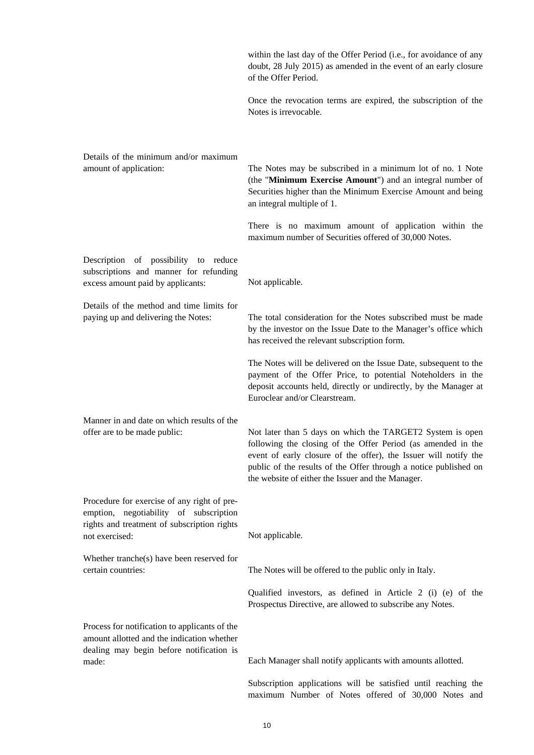| | |
|---|---|
| | within the last day of the Offer Period (i.e., for avoidance of any doubt, 28 July 2015) as amended in the event of an early closure of the Offer Period.<br><br>Once the revocation terms are expired, the subscription of the Notes is irrevocable. |
| Details of the minimum and/or maximum amount of application: | The Notes may be subscribed in a minimum lot of no. 1 Note (the "**Minimum Exercise Amount**") and an integral number of Securities higher than the Minimum Exercise Amount and being an integral multiple of 1.<br><br>There is no maximum amount of application within the maximum number of Securities offered of 30,000 Notes. |
| Description of possibility to reduce subscriptions and manner for refunding excess amount paid by applicants: | Not applicable. |
| Details of the method and time limits for paying up and delivering the Notes: | The total consideration for the Notes subscribed must be made by the investor on the Issue Date to the Manager's office which has received the relevant subscription form.<br><br>The Notes will be delivered on the Issue Date, subsequent to the payment of the Offer Price, to potential Noteholders in the deposit accounts held, directly or undirectly, by the Manager at Euroclear and/or Clearstream. |
| Manner in and date on which results of the offer are to be made public: | Not later than 5 days on which the TARGET2 System is open following the closing of the Offer Period (as amended in the event of early closure of the offer), the Issuer will notify the public of the results of the Offer through a notice published on the website of either the Issuer and the Manager. |
| Procedure for exercise of any right of pre-emption, negotiability of subscription rights and treatment of subscription rights not exercised: | Not applicable. |
| Whether tranche(s) have been reserved for certain countries: | The Notes will be offered to the public only in Italy.<br><br>Qualified investors, as defined in Article 2 (i) (e) of the Prospectus Directive, are allowed to subscribe any Notes. |
| Process for notification to applicants of the amount allotted and the indication whether dealing may begin before notification is made: | Each Manager shall notify applicants with amounts allotted.<br><br>Subscription applications will be satisfied until reaching the maximum Number of Notes offered of 30,000 Notes and |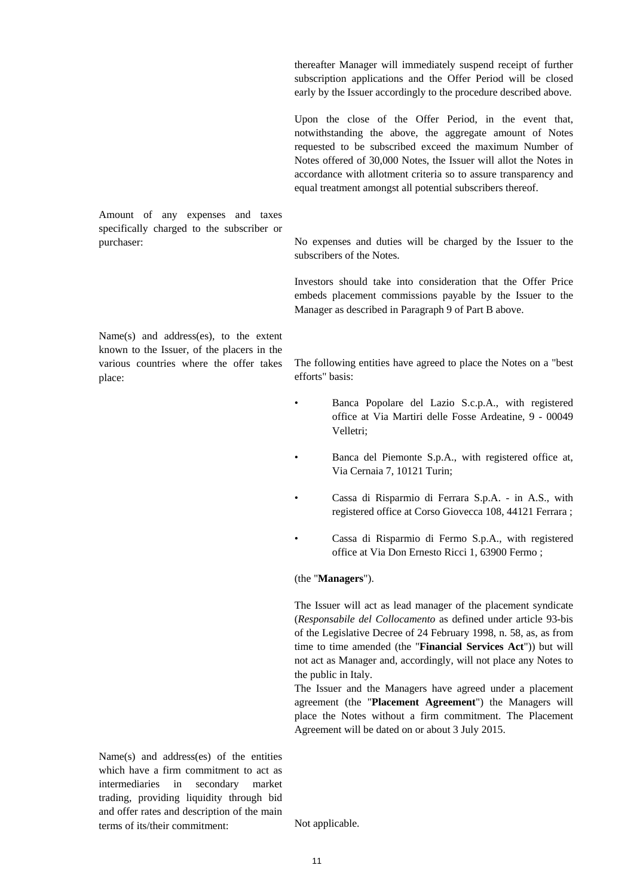| | |
|---|---|
| | thereafter Manager will immediately suspend receipt of further subscription applications and the Offer Period will be closed early by the Issuer accordingly to the procedure described above.<br><br>Upon the close of the Offer Period, in the event that, notwithstanding the above, the aggregate amount of Notes requested to be subscribed exceed the maximum Number of Notes offered of 30,000 Notes, the Issuer will allot the Notes in accordance with allotment criteria so to assure transparency and equal treatment amongst all potential subscribers thereof. |
| Amount of any expenses and taxes specifically charged to the subscriber or purchaser: | No expenses and duties will be charged by the Issuer to the subscribers of the Notes.<br><br>Investors should take into consideration that the Offer Price embeds placement commissions payable by the Issuer to the Manager as described in Paragraph 9 of Part B above. |
| Name(s) and address(es), to the extent known to the Issuer, of the placers in the various countries where the offer takes place: | The following entities have agreed to place the Notes on a "best efforts" basis:<br><br>• Banca Popolare del Lazio S.c.p.A., with registered office at Via Martiri delle Fosse Ardeatine, 9 - 00049 Velletri;<br><br>• Banca del Piemonte S.p.A., with registered office at, Via Cernaia 7, 10121 Turin;<br><br>• Cassa di Risparmio di Ferrara S.p.A. - in A.S., with registered office at Corso Giovecca 108, 44121 Ferrara ;<br><br>• Cassa di Risparmio di Fermo S.p.A., with registered office at Via Don Ernesto Ricci 1, 63900 Fermo ;<br><br>(the "**Managers**").<br><br>The Issuer will act as lead manager of the placement syndicate (*Responsabile del Collocamento* as defined under article 93-bis of the Legislative Decree of 24 February 1998, n. 58, as, as from time to time amended (the "**Financial Services Act**")) but will not act as Manager and, accordingly, will not place any Notes to the public in Italy.<br>The Issuer and the Managers have agreed under a placement agreement (the "**Placement Agreement**") the Managers will place the Notes without a firm commitment. The Placement Agreement will be dated on or about 3 July 2015. |
| Name(s) and address(es) of the entities which have a firm commitment to act as intermediaries in secondary market trading, providing liquidity through bid and offer rates and description of the main terms of its/their commitment: | Not applicable. |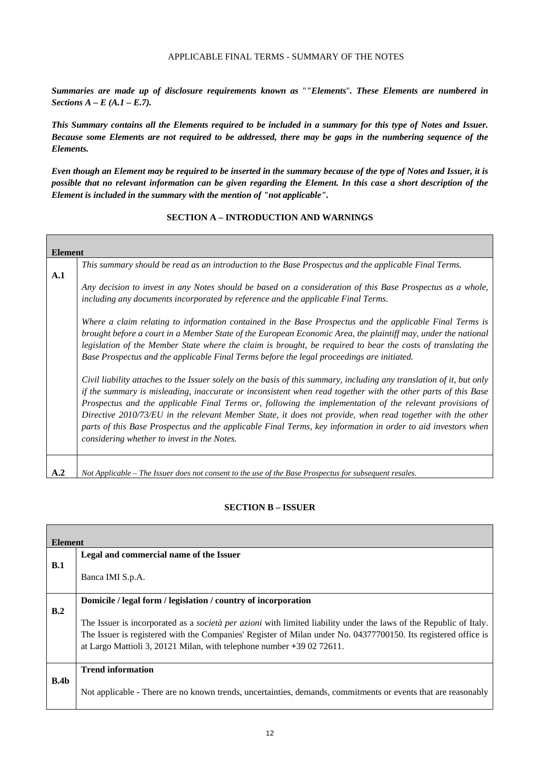APPLICABLE FINAL TERMS - SUMMARY OF THE NOTES

***Summaries are made up of disclosure requirements known as ""Elements". These Elements are numbered in Sections A – E (A.1 – E.7).***

***This Summary contains all the Elements required to be included in a summary for this type of Notes and Issuer. Because some Elements are not required to be addressed, there may be gaps in the numbering sequence of the Elements.***

***Even though an Element may be required to be inserted in the summary because of the type of Notes and Issuer, it is possible that no relevant information can be given regarding the Element. In this case a short description of the Element is included in the summary with the mention of "not applicable".***

## SECTION A – INTRODUCTION AND WARNINGS

| **Element** | |
|---|---|
| **A.1** | *This summary should be read as an introduction to the Base Prospectus and the applicable Final Terms.*<br><br>*Any decision to invest in any Notes should be based on a consideration of this Base Prospectus as a whole, including any documents incorporated by reference and the applicable Final Terms.*<br><br>*Where a claim relating to information contained in the Base Prospectus and the applicable Final Terms is brought before a court in a Member State of the European Economic Area, the plaintiff may, under the national legislation of the Member State where the claim is brought, be required to bear the costs of translating the Base Prospectus and the applicable Final Terms before the legal proceedings are initiated.*<br><br>*Civil liability attaches to the Issuer solely on the basis of this summary, including any translation of it, but only if the summary is misleading, inaccurate or inconsistent when read together with the other parts of this Base Prospectus and the applicable Final Terms or, following the implementation of the relevant provisions of Directive 2010/73/EU in the relevant Member State, it does not provide, when read together with the other parts of this Base Prospectus and the applicable Final Terms, key information in order to aid investors when considering whether to invest in the Notes.* |
| **A.2** | *Not Applicable – The Issuer does not consent to the use of the Base Prospectus for subsequent resales.* |

## SECTION B – ISSUER

| **Element** | |
|---|---|
| **B.1** | **Legal and commercial name of the Issuer**<br><br>Banca IMI S.p.A. |
| **B.2** | **Domicile / legal form / legislation / country of incorporation**<br><br>The Issuer is incorporated as a *società per azioni* with limited liability under the laws of the Republic of Italy. The Issuer is registered with the Companies' Register of Milan under No. 04377700150. Its registered office is at Largo Mattioli 3, 20121 Milan, with telephone number +39 02 72611. |
| **B.4b** | **Trend information**<br><br>Not applicable - There are no known trends, uncertainties, demands, commitments or events that are reasonably |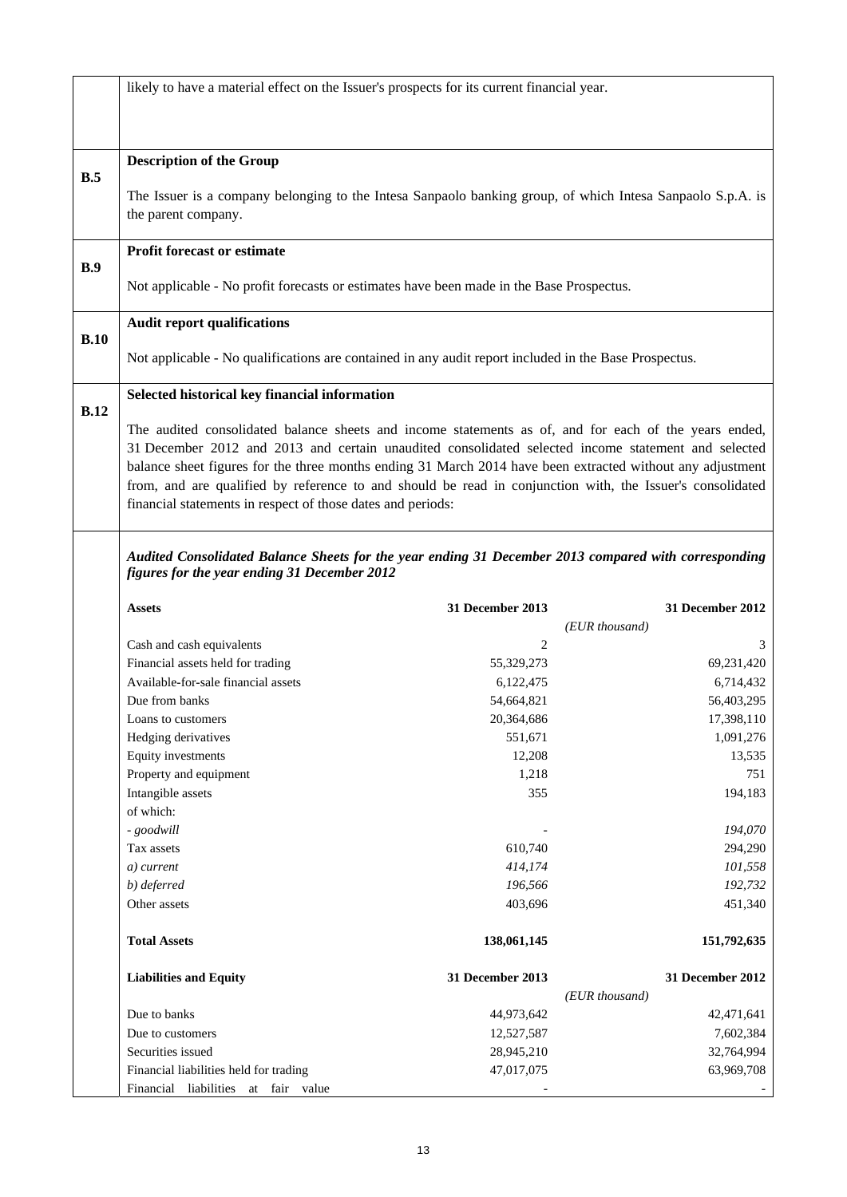| | |
|---|---|
| | likely to have a material effect on the Issuer's prospects for its current financial year. |
| B.5 | **Description of the Group**<br><br>The Issuer is a company belonging to the Intesa Sanpaolo banking group, of which Intesa Sanpaolo S.p.A. is the parent company. |
| B.9 | **Profit forecast or estimate**<br><br>Not applicable - No profit forecasts or estimates have been made in the Base Prospectus. |
| B.10 | **Audit report qualifications**<br><br>Not applicable - No qualifications are contained in any audit report included in the Base Prospectus. |
| B.12 | **Selected historical key financial information**<br><br>The audited consolidated balance sheets and income statements as of, and for each of the years ended, 31 December 2012 and 2013 and certain unaudited consolidated selected income statement and selected balance sheet figures for the three months ending 31 March 2014 have been extracted without any adjustment from, and are qualified by reference to and should be read in conjunction with, the Issuer's consolidated financial statements in respect of those dates and periods: |

***Audited Consolidated Balance Sheets for the year ending 31 December 2013 compared with corresponding figures for the year ending 31 December 2012***

| **Assets** | **31 December 2013** | **31 December 2012** |
|---|---|---|
| | *(EUR thousand)* | |
| Cash and cash equivalents | 2 | 3 |
| Financial assets held for trading | 55,329,273 | 69,231,420 |
| Available-for-sale financial assets | 6,122,475 | 6,714,432 |
| Due from banks | 54,664,821 | 56,403,295 |
| Loans to customers | 20,364,686 | 17,398,110 |
| Hedging derivatives | 551,671 | 1,091,276 |
| Equity investments | 12,208 | 13,535 |
| Property and equipment | 1,218 | 751 |
| Intangible assets | 355 | 194,183 |
| of which: | | |
| *- goodwill* | - | *194,070* |
| Tax assets | 610,740 | 294,290 |
| *a) current* | *414,174* | *101,558* |
| *b) deferred* | *196,566* | *192,732* |
| Other assets | 403,696 | 451,340 |
| **Total Assets** | **138,061,145** | **151,792,635** |

| **Liabilities and Equity** | **31 December 2013** | **31 December 2012** |
|---|---|---|
| | *(EUR thousand)* | |
| Due to banks | 44,973,642 | 42,471,641 |
| Due to customers | 12,527,587 | 7,602,384 |
| Securities issued | 28,945,210 | 32,764,994 |
| Financial liabilities held for trading | 47,017,075 | 63,969,708 |
| Financial liabilities at fair value | - | - |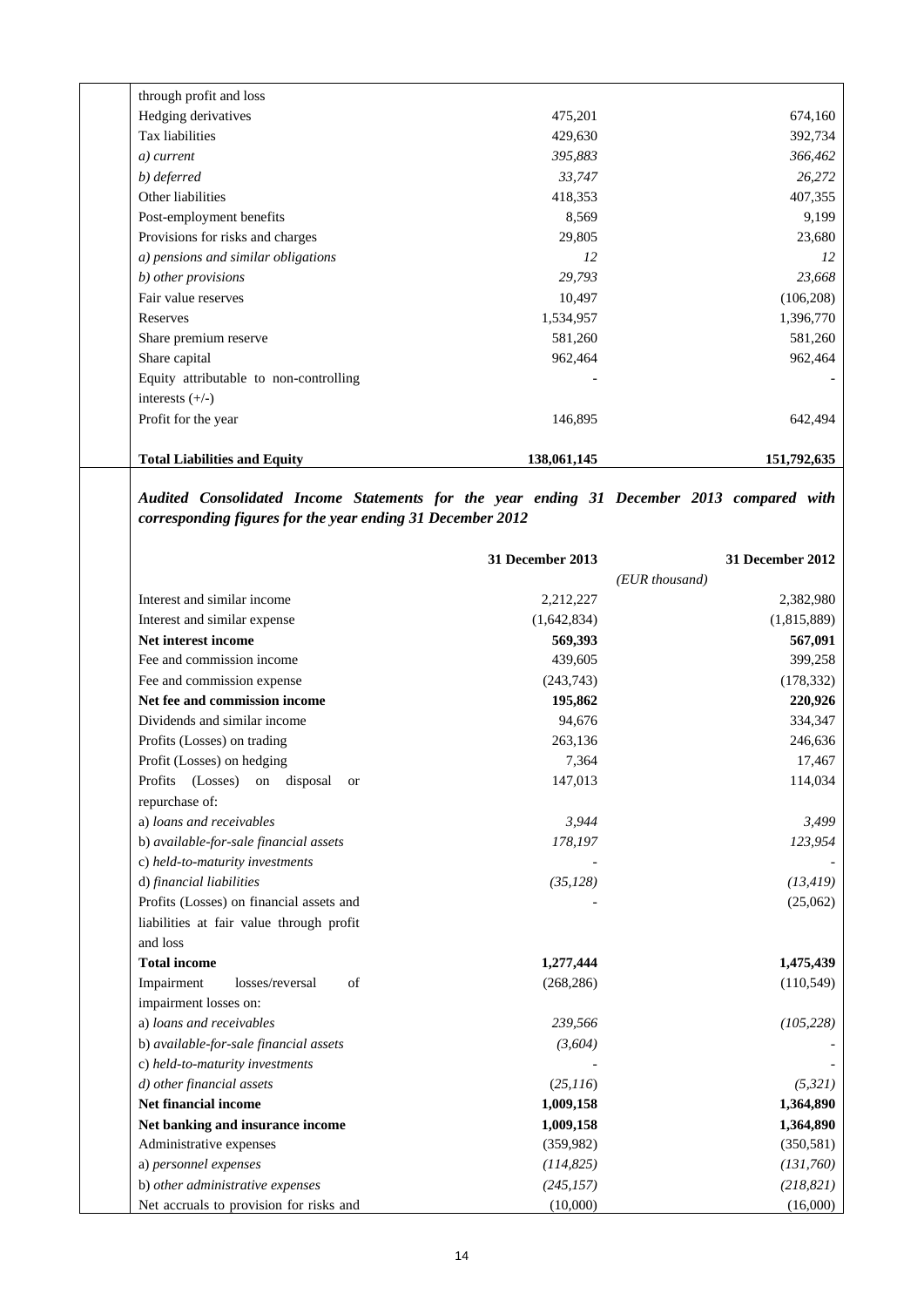| | | |
|---|---|---|
| through profit and loss | | |
| Hedging derivatives | 475,201 | 674,160 |
| Tax liabilities | 429,630 | 392,734 |
| *a) current* | *395,883* | *366,462* |
| *b) deferred* | *33,747* | *26,272* |
| Other liabilities | 418,353 | 407,355 |
| Post-employment benefits | 8,569 | 9,199 |
| Provisions for risks and charges | 29,805 | 23,680 |
| *a) pensions and similar obligations* | *12* | *12* |
| *b) other provisions* | *29,793* | *23,668* |
| Fair value reserves | 10,497 | (106,208) |
| Reserves | 1,534,957 | 1,396,770 |
| Share premium reserve | 581,260 | 581,260 |
| Share capital | 962,464 | 962,464 |
| Equity attributable to non-controlling interests (+/-) | - | - |
| Profit for the year | 146,895 | 642,494 |
| **Total Liabilities and Equity** | **138,061,145** | **151,792,635** |

***Audited Consolidated Income Statements for the year ending 31 December 2013 compared with corresponding figures for the year ending 31 December 2012***

| | **31 December 2013** | **31 December 2012** |
|---|---|---|
| | *(EUR thousand)* | |
| Interest and similar income | 2,212,227 | 2,382,980 |
| Interest and similar expense | (1,642,834) | (1,815,889) |
| **Net interest income** | **569,393** | **567,091** |
| Fee and commission income | 439,605 | 399,258 |
| Fee and commission expense | (243,743) | (178,332) |
| **Net fee and commission income** | **195,862** | **220,926** |
| Dividends and similar income | 94,676 | 334,347 |
| Profits (Losses) on trading | 263,136 | 246,636 |
| Profit (Losses) on hedging | 7,364 | 17,467 |
| Profits (Losses) on disposal or repurchase of: | 147,013 | 114,034 |
| *a) loans and receivables* | *3,944* | *3,499* |
| *b) available-for-sale financial assets* | *178,197* | *123,954* |
| *c) held-to-maturity investments* | - | - |
| *d) financial liabilities* | *(35,128)* | *(13,419)* |
| Profits (Losses) on financial assets and liabilities at fair value through profit and loss | - | (25,062) |
| **Total income** | **1,277,444** | **1,475,439** |
| Impairment losses/reversal of impairment losses on: | (268,286) | (110,549) |
| *a) loans and receivables* | *239,566* | *(105,228)* |
| *b) available-for-sale financial assets* | *(3,604)* | - |
| *c) held-to-maturity investments* | - | - |
| *d) other financial assets* | *(25,116)* | *(5,321)* |
| **Net financial income** | **1,009,158** | **1,364,890** |
| **Net banking and insurance income** | **1,009,158** | **1,364,890** |
| Administrative expenses | (359,982) | (350,581) |
| *a) personnel expenses* | *(114,825)* | *(131,760)* |
| *b) other administrative expenses* | *(245,157)* | *(218,821)* |
| Net accruals to provision for risks and | (10,000) | (16,000) |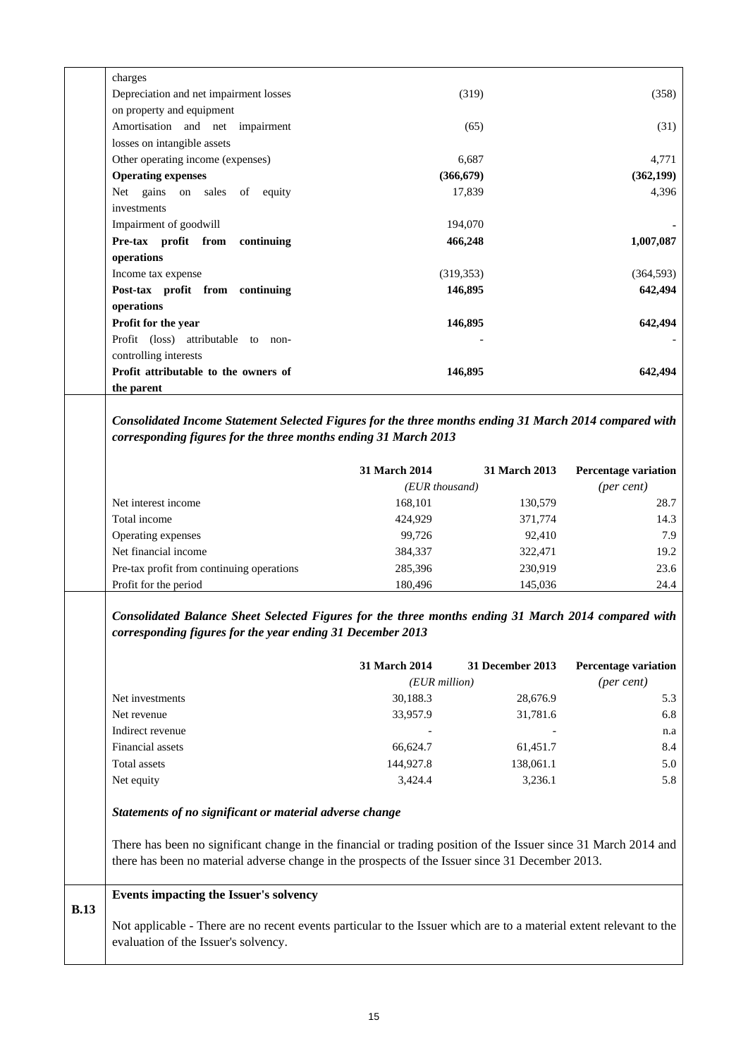| | | |
|---|---|---|
| charges | | |
| Depreciation and net impairment losses on property and equipment | (319) | (358) |
| Amortisation and net impairment losses on intangible assets | (65) | (31) |
| Other operating income (expenses) | 6,687 | 4,771 |
| **Operating expenses** | **(366,679)** | **(362,199)** |
| Net gains on sales of equity investments | 17,839 | 4,396 |
| Impairment of goodwill | 194,070 | - |
| **Pre-tax profit from continuing operations** | **466,248** | **1,007,087** |
| Income tax expense | (319,353) | (364,593) |
| **Post-tax profit from continuing operations** | **146,895** | **642,494** |
| **Profit for the year** | **146,895** | **642,494** |
| Profit (loss) attributable to non-controlling interests | - | - |
| **Profit attributable to the owners of the parent** | **146,895** | **642,494** |

***Consolidated Income Statement Selected Figures for the three months ending 31 March 2014 compared with corresponding figures for the three months ending 31 March 2013***

| | **31 March 2014** | **31 March 2013** | **Percentage variation** |
|---|---|---|---|
| | *(EUR thousand)* | | *(per cent)* |
| Net interest income | 168,101 | 130,579 | 28.7 |
| Total income | 424,929 | 371,774 | 14.3 |
| Operating expenses | 99,726 | 92,410 | 7.9 |
| Net financial income | 384,337 | 322,471 | 19.2 |
| Pre-tax profit from continuing operations | 285,396 | 230,919 | 23.6 |
| Profit for the period | 180,496 | 145,036 | 24.4 |

***Consolidated Balance Sheet Selected Figures for the three months ending 31 March 2014 compared with corresponding figures for the year ending 31 December 2013***

| | **31 March 2014** | **31 December 2013** | **Percentage variation** |
|---|---|---|---|
| | *(EUR million)* | | *(per cent)* |
| Net investments | 30,188.3 | 28,676.9 | 5.3 |
| Net revenue | 33,957.9 | 31,781.6 | 6.8 |
| Indirect revenue | - | - | n.a |
| Financial assets | 66,624.7 | 61,451.7 | 8.4 |
| Total assets | 144,927.8 | 138,061.1 | 5.0 |
| Net equity | 3,424.4 | 3,236.1 | 5.8 |

***Statements of no significant or material adverse change***

There has been no significant change in the financial or trading position of the Issuer since 31 March 2014 and there has been no material adverse change in the prospects of the Issuer since 31 December 2013.

**B.13** **Events impacting the Issuer's solvency**

Not applicable - There are no recent events particular to the Issuer which are to a material extent relevant to the evaluation of the Issuer's solvency.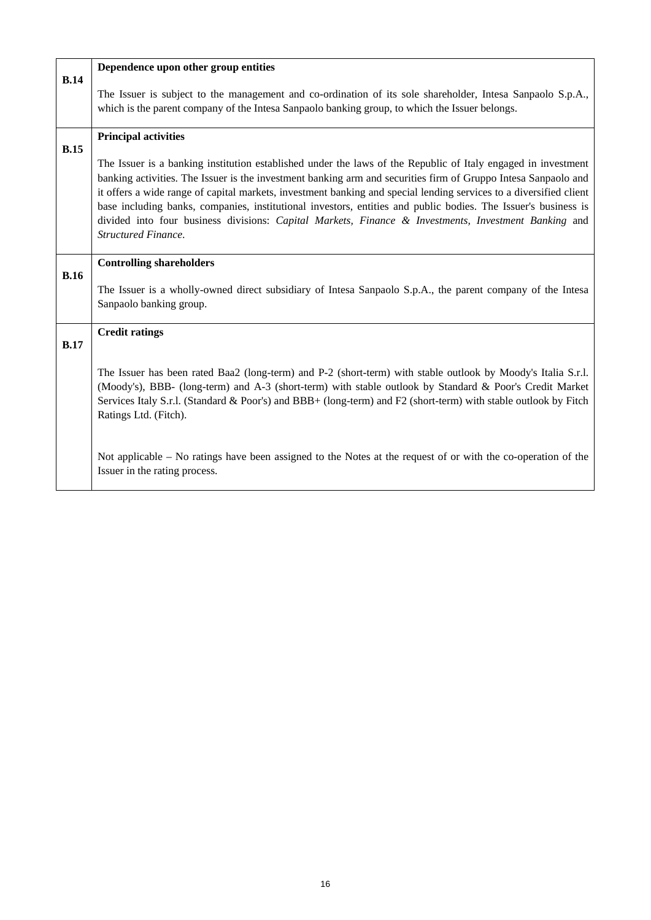| | |
|---|---|
| **B.14** | **Dependence upon other group entities**<br><br>The Issuer is subject to the management and co-ordination of its sole shareholder, Intesa Sanpaolo S.p.A., which is the parent company of the Intesa Sanpaolo banking group, to which the Issuer belongs. |
| **B.15** | **Principal activities**<br><br>The Issuer is a banking institution established under the laws of the Republic of Italy engaged in investment banking activities. The Issuer is the investment banking arm and securities firm of Gruppo Intesa Sanpaolo and it offers a wide range of capital markets, investment banking and special lending services to a diversified client base including banks, companies, institutional investors, entities and public bodies. The Issuer's business is divided into four business divisions: *Capital Markets, Finance & Investments, Investment Banking* and *Structured Finance.* |
| **B.16** | **Controlling shareholders**<br><br>The Issuer is a wholly-owned direct subsidiary of Intesa Sanpaolo S.p.A., the parent company of the Intesa Sanpaolo banking group. |
| **B.17** | **Credit ratings**<br><br>The Issuer has been rated Baa2 (long-term) and P-2 (short-term) with stable outlook by Moody's Italia S.r.l. (Moody's), BBB- (long-term) and A-3 (short-term) with stable outlook by Standard & Poor's Credit Market Services Italy S.r.l. (Standard & Poor's) and BBB+ (long-term) and F2 (short-term) with stable outlook by Fitch Ratings Ltd. (Fitch).<br><br>Not applicable – No ratings have been assigned to the Notes at the request of or with the co-operation of the Issuer in the rating process. |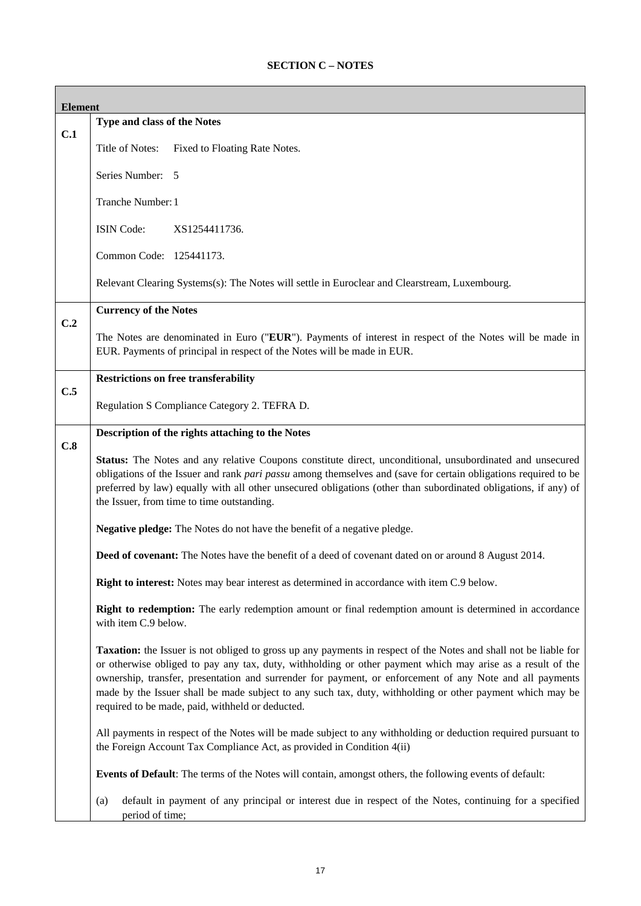## SECTION C – NOTES

| Element | |
|---|---|
| **C.1** | **Type and class of the Notes**<br><br>Title of Notes: Fixed to Floating Rate Notes.<br><br>Series Number: 5<br><br>Tranche Number: 1<br><br>ISIN Code: XS1254411736.<br><br>Common Code: 125441173.<br><br>Relevant Clearing Systems(s): The Notes will settle in Euroclear and Clearstream, Luxembourg. |
| **C.2** | **Currency of the Notes**<br><br>The Notes are denominated in Euro ("**EUR**"). Payments of interest in respect of the Notes will be made in EUR. Payments of principal in respect of the Notes will be made in EUR. |
| **C.5** | **Restrictions on free transferability**<br><br>Regulation S Compliance Category 2. TEFRA D. |
| **C.8** | **Description of the rights attaching to the Notes**<br><br>**Status:** The Notes and any relative Coupons constitute direct, unconditional, unsubordinated and unsecured obligations of the Issuer and rank *pari passu* among themselves and (save for certain obligations required to be preferred by law) equally with all other unsecured obligations (other than subordinated obligations, if any) of the Issuer, from time to time outstanding.<br><br>**Negative pledge:** The Notes do not have the benefit of a negative pledge.<br><br>**Deed of covenant:** The Notes have the benefit of a deed of covenant dated on or around 8 August 2014.<br><br>**Right to interest:** Notes may bear interest as determined in accordance with item C.9 below.<br><br>**Right to redemption:** The early redemption amount or final redemption amount is determined in accordance with item C.9 below.<br><br>**Taxation:** the Issuer is not obliged to gross up any payments in respect of the Notes and shall not be liable for or otherwise obliged to pay any tax, duty, withholding or other payment which may arise as a result of the ownership, transfer, presentation and surrender for payment, or enforcement of any Note and all payments made by the Issuer shall be made subject to any such tax, duty, withholding or other payment which may be required to be made, paid, withheld or deducted.<br><br>All payments in respect of the Notes will be made subject to any withholding or deduction required pursuant to the Foreign Account Tax Compliance Act, as provided in Condition 4(ii)<br><br>**Events of Default**: The terms of the Notes will contain, amongst others, the following events of default:<br><br>(a) default in payment of any principal or interest due in respect of the Notes, continuing for a specified period of time; |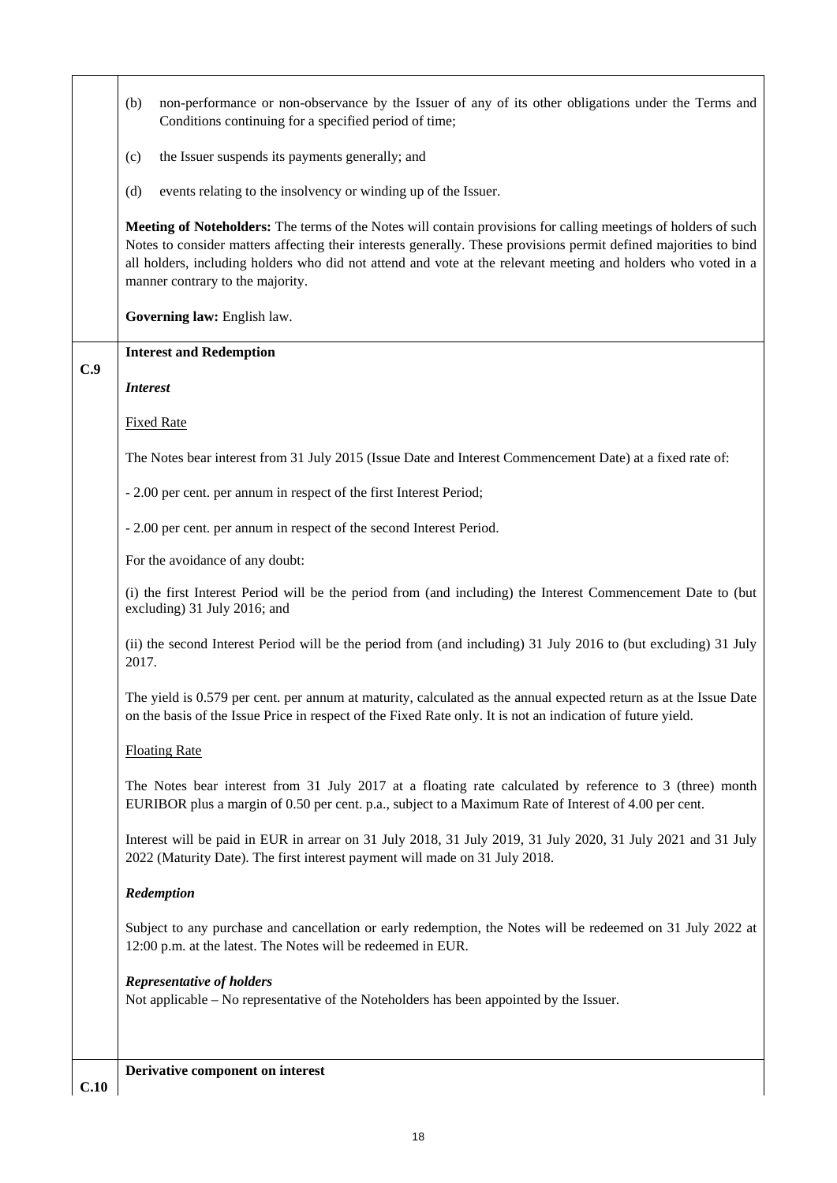| | |
|---|---|
| | (b) non-performance or non-observance by the Issuer of any of its other obligations under the Terms and Conditions continuing for a specified period of time;<br><br>(c) the Issuer suspends its payments generally; and<br><br>(d) events relating to the insolvency or winding up of the Issuer.<br><br>**Meeting of Noteholders:** The terms of the Notes will contain provisions for calling meetings of holders of such Notes to consider matters affecting their interests generally. These provisions permit defined majorities to bind all holders, including holders who did not attend and vote at the relevant meeting and holders who voted in a manner contrary to the majority.<br><br>**Governing law:** English law. |
| **C.9** | **Interest and Redemption**<br><br>***Interest***<br><br>Fixed Rate<br><br>The Notes bear interest from 31 July 2015 (Issue Date and Interest Commencement Date) at a fixed rate of:<br><br>- 2.00 per cent. per annum in respect of the first Interest Period;<br><br>- 2.00 per cent. per annum in respect of the second Interest Period.<br><br>For the avoidance of any doubt:<br><br>(i) the first Interest Period will be the period from (and including) the Interest Commencement Date to (but excluding) 31 July 2016; and<br><br>(ii) the second Interest Period will be the period from (and including) 31 July 2016 to (but excluding) 31 July 2017.<br><br>The yield is 0.579 per cent. per annum at maturity, calculated as the annual expected return as at the Issue Date on the basis of the Issue Price in respect of the Fixed Rate only. It is not an indication of future yield.<br><br>Floating Rate<br><br>The Notes bear interest from 31 July 2017 at a floating rate calculated by reference to 3 (three) month EURIBOR plus a margin of 0.50 per cent. p.a., subject to a Maximum Rate of Interest of 4.00 per cent.<br><br>Interest will be paid in EUR in arrear on 31 July 2018, 31 July 2019, 31 July 2020, 31 July 2021 and 31 July 2022 (Maturity Date). The first interest payment will made on 31 July 2018.<br><br>***Redemption***<br><br>Subject to any purchase and cancellation or early redemption, the Notes will be redeemed on 31 July 2022 at 12:00 p.m. at the latest. The Notes will be redeemed in EUR.<br><br>***Representative of holders***<br>Not applicable – No representative of the Noteholders has been appointed by the Issuer. |
| **C.10** | **Derivative component on interest** |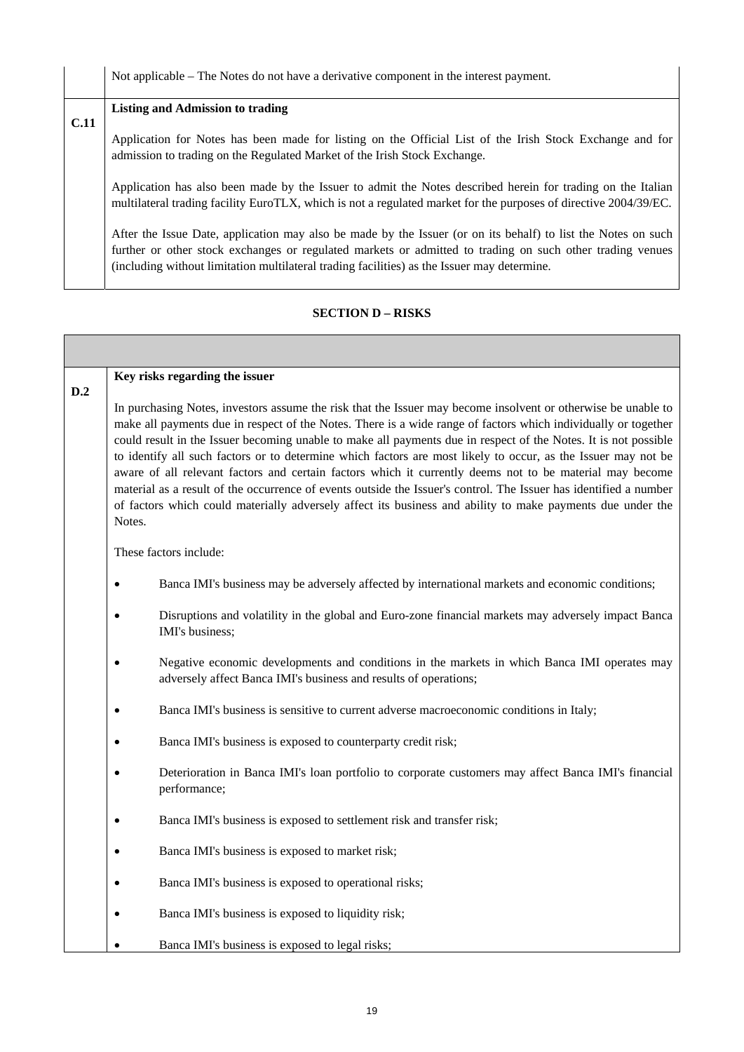| | |
|---|---|
| | Not applicable – The Notes do not have a derivative component in the interest payment. |
| **C.11** | **Listing and Admission to trading**<br><br>Application for Notes has been made for listing on the Official List of the Irish Stock Exchange and for admission to trading on the Regulated Market of the Irish Stock Exchange.<br><br>Application has also been made by the Issuer to admit the Notes described herein for trading on the Italian multilateral trading facility EuroTLX, which is not a regulated market for the purposes of directive 2004/39/EC.<br><br>After the Issue Date, application may also be made by the Issuer (or on its behalf) to list the Notes on such further or other stock exchanges or regulated markets or admitted to trading on such other trading venues (including without limitation multilateral trading facilities) as the Issuer may determine. |

## SECTION D – RISKS

| | |
|---|---|
| | |
| **D.2** | **Key risks regarding the issuer**<br><br>In purchasing Notes, investors assume the risk that the Issuer may become insolvent or otherwise be unable to make all payments due in respect of the Notes. There is a wide range of factors which individually or together could result in the Issuer becoming unable to make all payments due in respect of the Notes. It is not possible to identify all such factors or to determine which factors are most likely to occur, as the Issuer may not be aware of all relevant factors and certain factors which it currently deems not to be material may become material as a result of the occurrence of events outside the Issuer's control. The Issuer has identified a number of factors which could materially adversely affect its business and ability to make payments due under the Notes.<br><br>These factors include:<br><br>• Banca IMI's business may be adversely affected by international markets and economic conditions;<br><br>• Disruptions and volatility in the global and Euro-zone financial markets may adversely impact Banca IMI's business;<br><br>• Negative economic developments and conditions in the markets in which Banca IMI operates may adversely affect Banca IMI's business and results of operations;<br><br>• Banca IMI's business is sensitive to current adverse macroeconomic conditions in Italy;<br><br>• Banca IMI's business is exposed to counterparty credit risk;<br><br>• Deterioration in Banca IMI's loan portfolio to corporate customers may affect Banca IMI's financial performance;<br><br>• Banca IMI's business is exposed to settlement risk and transfer risk;<br><br>• Banca IMI's business is exposed to market risk;<br><br>• Banca IMI's business is exposed to operational risks;<br><br>• Banca IMI's business is exposed to liquidity risk;<br><br>• Banca IMI's business is exposed to legal risks; |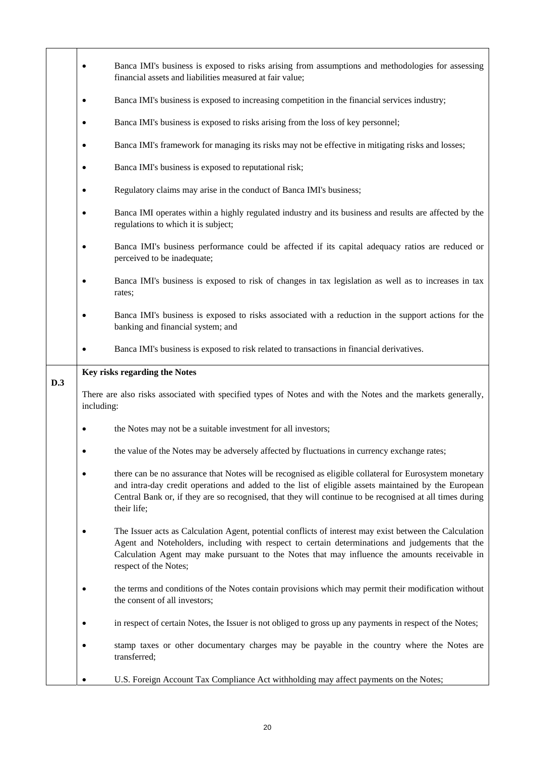| | |
|---|---|
| | • Banca IMI's business is exposed to risks arising from assumptions and methodologies for assessing financial assets and liabilities measured at fair value;<br><br>• Banca IMI's business is exposed to increasing competition in the financial services industry;<br><br>• Banca IMI's business is exposed to risks arising from the loss of key personnel;<br><br>• Banca IMI's framework for managing its risks may not be effective in mitigating risks and losses;<br><br>• Banca IMI's business is exposed to reputational risk;<br><br>• Regulatory claims may arise in the conduct of Banca IMI's business;<br><br>• Banca IMI operates within a highly regulated industry and its business and results are affected by the regulations to which it is subject;<br><br>• Banca IMI's business performance could be affected if its capital adequacy ratios are reduced or perceived to be inadequate;<br><br>• Banca IMI's business is exposed to risk of changes in tax legislation as well as to increases in tax rates;<br><br>• Banca IMI's business is exposed to risks associated with a reduction in the support actions for the banking and financial system; and<br><br>• Banca IMI's business is exposed to risk related to transactions in financial derivatives. |
| **D.3** | **Key risks regarding the Notes**<br><br>There are also risks associated with specified types of Notes and with the Notes and the markets generally, including:<br><br>• the Notes may not be a suitable investment for all investors;<br><br>• the value of the Notes may be adversely affected by fluctuations in currency exchange rates;<br><br>• there can be no assurance that Notes will be recognised as eligible collateral for Eurosystem monetary and intra-day credit operations and added to the list of eligible assets maintained by the European Central Bank or, if they are so recognised, that they will continue to be recognised at all times during their life;<br><br>• The Issuer acts as Calculation Agent, potential conflicts of interest may exist between the Calculation Agent and Noteholders, including with respect to certain determinations and judgements that the Calculation Agent may make pursuant to the Notes that may influence the amounts receivable in respect of the Notes;<br><br>• the terms and conditions of the Notes contain provisions which may permit their modification without the consent of all investors;<br><br>• in respect of certain Notes, the Issuer is not obliged to gross up any payments in respect of the Notes;<br><br>• stamp taxes or other documentary charges may be payable in the country where the Notes are transferred;<br><br>• U.S. Foreign Account Tax Compliance Act withholding may affect payments on the Notes; |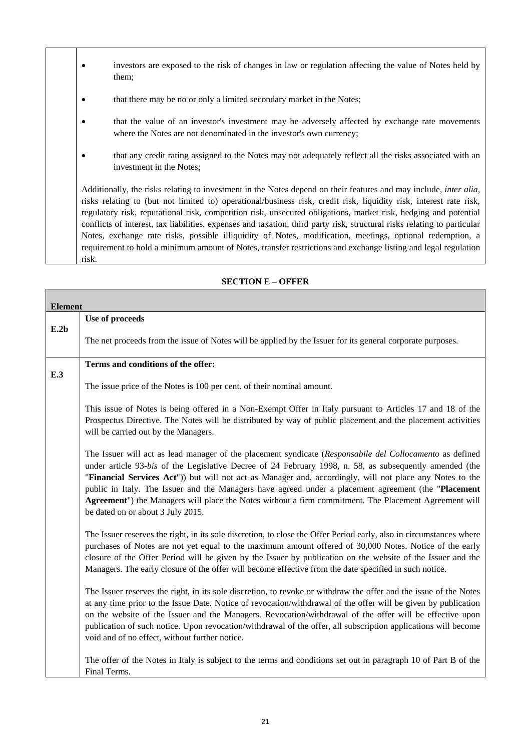| | |
|---|---|
| | • investors are exposed to the risk of changes in law or regulation affecting the value of Notes held by them;<br><br>• that there may be no or only a limited secondary market in the Notes;<br><br>• that the value of an investor's investment may be adversely affected by exchange rate movements where the Notes are not denominated in the investor's own currency;<br><br>• that any credit rating assigned to the Notes may not adequately reflect all the risks associated with an investment in the Notes;<br><br>Additionally, the risks relating to investment in the Notes depend on their features and may include, *inter alia*, risks relating to (but not limited to) operational/business risk, credit risk, liquidity risk, interest rate risk, regulatory risk, reputational risk, competition risk, unsecured obligations, market risk, hedging and potential conflicts of interest, tax liabilities, expenses and taxation, third party risk, structural risks relating to particular Notes, exchange rate risks, possible illiquidity of Notes, modification, meetings, optional redemption, a requirement to hold a minimum amount of Notes, transfer restrictions and exchange listing and legal regulation risk. |

**SECTION E – OFFER**

| **Element** | |
|---|---|
| **E.2b** | **Use of proceeds**<br><br>The net proceeds from the issue of Notes will be applied by the Issuer for its general corporate purposes. |
| **E.3** | **Terms and conditions of the offer:**<br><br>The issue price of the Notes is 100 per cent. of their nominal amount.<br><br>This issue of Notes is being offered in a Non-Exempt Offer in Italy pursuant to Articles 17 and 18 of the Prospectus Directive. The Notes will be distributed by way of public placement and the placement activities will be carried out by the Managers.<br><br>The Issuer will act as lead manager of the placement syndicate (*Responsabile del Collocamento* as defined under article 93-*bis* of the Legislative Decree of 24 February 1998, n. 58, as subsequently amended (the "**Financial Services Act**")) but will not act as Manager and, accordingly, will not place any Notes to the public in Italy. The Issuer and the Managers have agreed under a placement agreement (the "**Placement Agreement**") the Managers will place the Notes without a firm commitment. The Placement Agreement will be dated on or about 3 July 2015.<br><br>The Issuer reserves the right, in its sole discretion, to close the Offer Period early, also in circumstances where purchases of Notes are not yet equal to the maximum amount offered of 30,000 Notes. Notice of the early closure of the Offer Period will be given by the Issuer by publication on the website of the Issuer and the Managers. The early closure of the offer will become effective from the date specified in such notice.<br><br>The Issuer reserves the right, in its sole discretion, to revoke or withdraw the offer and the issue of the Notes at any time prior to the Issue Date. Notice of revocation/withdrawal of the offer will be given by publication on the website of the Issuer and the Managers. Revocation/withdrawal of the offer will be effective upon publication of such notice. Upon revocation/withdrawal of the offer, all subscription applications will become void and of no effect, without further notice.<br><br>The offer of the Notes in Italy is subject to the terms and conditions set out in paragraph 10 of Part B of the Final Terms. |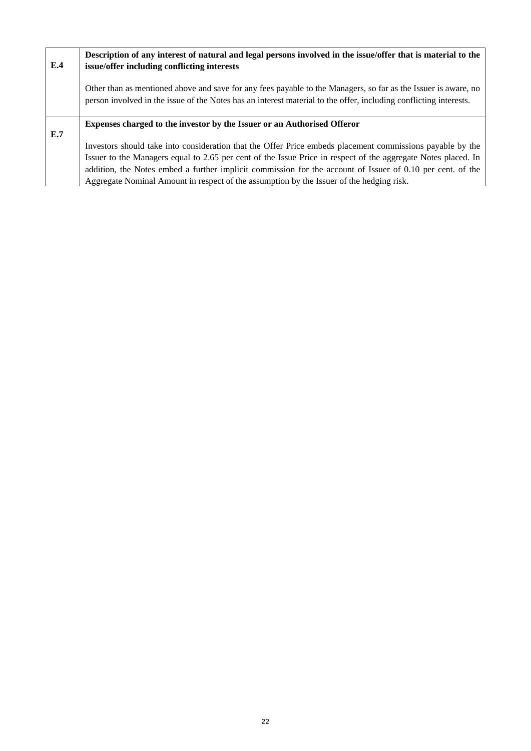| | |
|---|---|
| **E.4** | **Description of any interest of natural and legal persons involved in the issue/offer that is material to the issue/offer including conflicting interests**<br><br>Other than as mentioned above and save for any fees payable to the Managers, so far as the Issuer is aware, no person involved in the issue of the Notes has an interest material to the offer, including conflicting interests. |
| **E.7** | **Expenses charged to the investor by the Issuer or an Authorised Offeror**<br><br>Investors should take into consideration that the Offer Price embeds placement commissions payable by the Issuer to the Managers equal to 2.65 per cent of the Issue Price in respect of the aggregate Notes placed. In addition, the Notes embed a further implicit commission for the account of Issuer of 0.10 per cent. of the Aggregate Nominal Amount in respect of the assumption by the Issuer of the hedging risk. |